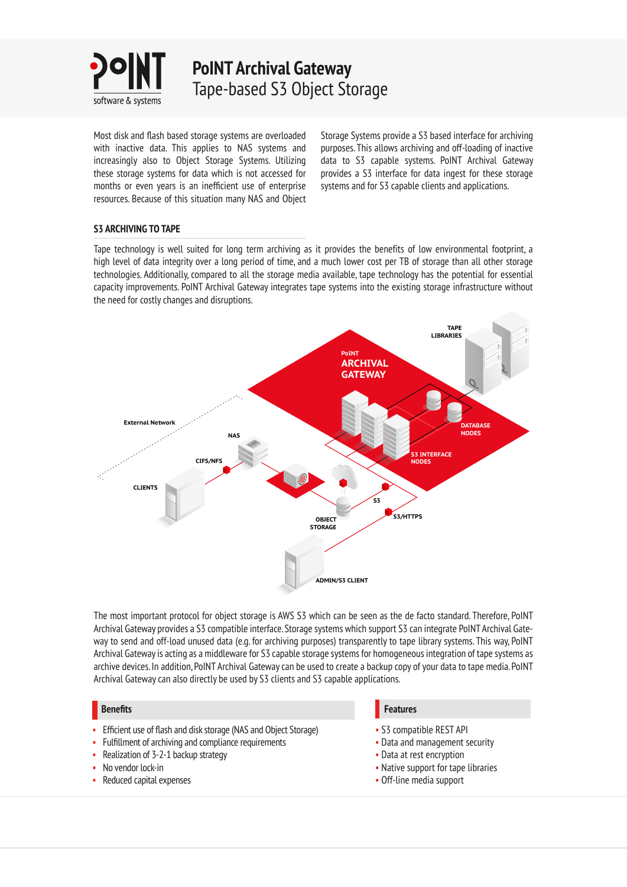# PoINT Archival Gateway

## Tape-based S3 Object Storage

Most disk and flash based storage systems are overloaded with inactive data. This applies to NAS systems and increasingly also to Object Storage Systems. Utilizing these storage systems for data which is not accessed for months or even years is an inefficient use of enterprise resources. Because of this situation many NAS and Object Storage Systems provide a S3 based interface for archiving purposes. This allows archiving and off-loading of inactive data to S3 capable systems. PoINT Archival Gateway provides a S3 interface for data ingest for these storage systems and for S3 capable clients and applications.

### S3 ARCHIVING TO TAPE

Tape technology is well suited for long term archiving as it provides the benefits of low environmental footprint, a high level of data integrity over a long period of time, and a much lower cost per TB of storage than all other storage technologies. Additionally, compared to all the storage media available, tape technology has the potential for essential capacity improvements. PoINT Archival Gateway integrates tape systems into the existing storage infrastructure without the need for costly changes and disruptions.

The most important protocol for object storage is AWS S3 which can be seen as the de facto standard. Therefore, PoINT Archival Gateway provides a S3 compatible interface. Storage systems which support S3 can integrate PoINT Archival Gateway to send and off-load unused data (e.g. for archiving purposes) transparently to tape library systems. This way, PoINT Archival Gateway is acting as a middleware for S3 capable storage systems for homogeneous integration of tape systems as archive devices. In addition, PoINT Archival Gateway can be used to create a backup copy of your data to tape media. PoINT Archival Gateway can also directly be used by S3 clients and S3 capable applications.

### Benefits

- Efficient use of flash and disk storage (NAS and Object Storage)
- Fulfillment of archiving and compliance requirements
- Realization of 3-2-1 backup strategy
- No vendor lock-in
- Reduced capital expenses

### Features

- S3 compatible REST API
- Data and management security
- Data at rest encryption
- Native support for tape libraries
- Off-line media support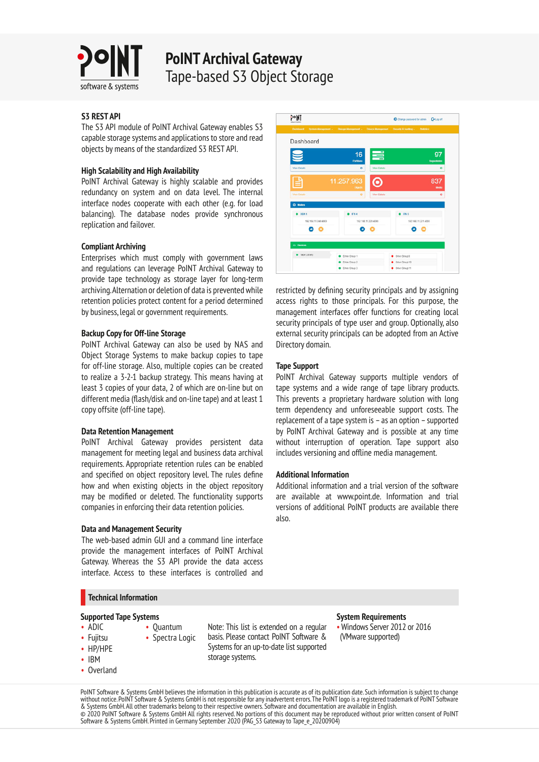# PoINT Archival Gateway

Tape-based S3 Object Storage

### S3 REST API

The S3 API module of PoINT Archival Gateway enables S3 capable storage systems and applications to store and read objects by means of the standardized S3 REST API.

### High Scalability and High Availability

PoINT Archival Gateway is highly scalable and provides redundancy on system and on data level. The internal interface nodes cooperate with each other (e.g. for load balancing). The database nodes provide synchronous replication and failover.

### Compliant Archiving

Enterprises which must comply with government laws and regulations can leverage PoINT Archival Gateway to provide tape technology as storage layer for long-term archiving. Alternation or deletion of data is prevented while retention policies protect content for a period determined by business, legal or government requirements.

### Backup Copy for Off-line Storage

PoINT Archival Gateway can also be used by NAS and Object Storage Systems to make backup copies to tape for off-line storage. Also, multiple copies can be created to realize a 3-2-1 backup strategy. This means having at least 3 copies of your data, 2 of which are on-line but on different media (flash/disk and on-line tape) and at least 1 copy offsite (off-line tape).

### Data Retention Management

PoINT Archival Gateway provides persistent data management for meeting legal and business data archival requirements. Appropriate retention rules can be enabled and specified on object repository level. The rules define how and when existing objects in the object repository may be modified or deleted. The functionality supports companies in enforcing their data retention policies.

### Data and Management Security

The web-based admin GUI and a command line interface provide the management interfaces of PoINT Archival Gateway. Whereas the S3 API provide the data access interface. Access to these interfaces is controlled and restricted by defining security principals and by assigning access rights to those principals. For this purpose, the management interfaces offer functions for creating local security principals of type user and group. Optionally, also external security principals can be adopted from an Active Directory domain.

### Tape Support

PoINT Archival Gateway supports multiple vendors of tape systems and a wide range of tape library products. This prevents a proprietary hardware solution with long term dependency and unforeseeable support costs. The replacement of a tape system is – as an option – supported by PoINT Archival Gateway and is possible at any time without interruption of operation. Tape support also includes versioning and offline media management.

### Additional Information

Additional information and a trial version of the software are available at www.point.de. Information and trial versions of additional PoINT products are available there also.

## Technical Information

### Supported Tape Systems

- ADIC
- Fujitsu
- HP/HPE
- IBM
- Overland
- Quantum
- Spectra Logic

Note: This list is extended on a regular basis. Please contact PoINT Software & Systems for an up-to-date list supported storage systems.

### System Requirements

- Windows Server 2012 or 2016 (VMware supported)

PoINT Software & Systems GmbH believes the information in this publication is accurate as of its publication date. Such information is subject to change without notice. PoINT Software & Systems GmbH is not responsible for any inadvertent errors. The PoINT logo is a registered trademark of PoINT Software & Systems GmbH. All other trademarks belong to their respective owners. Software and documentation are available in English.
© 2020 PoINT Software & Systems GmbH All rights reserved. No portions of this document may be reproduced without prior written consent of PoINT Software & Systems GmbH. Printed in Germany September 2020 (PAG_S3 Gateway to Tape_e_20200904)